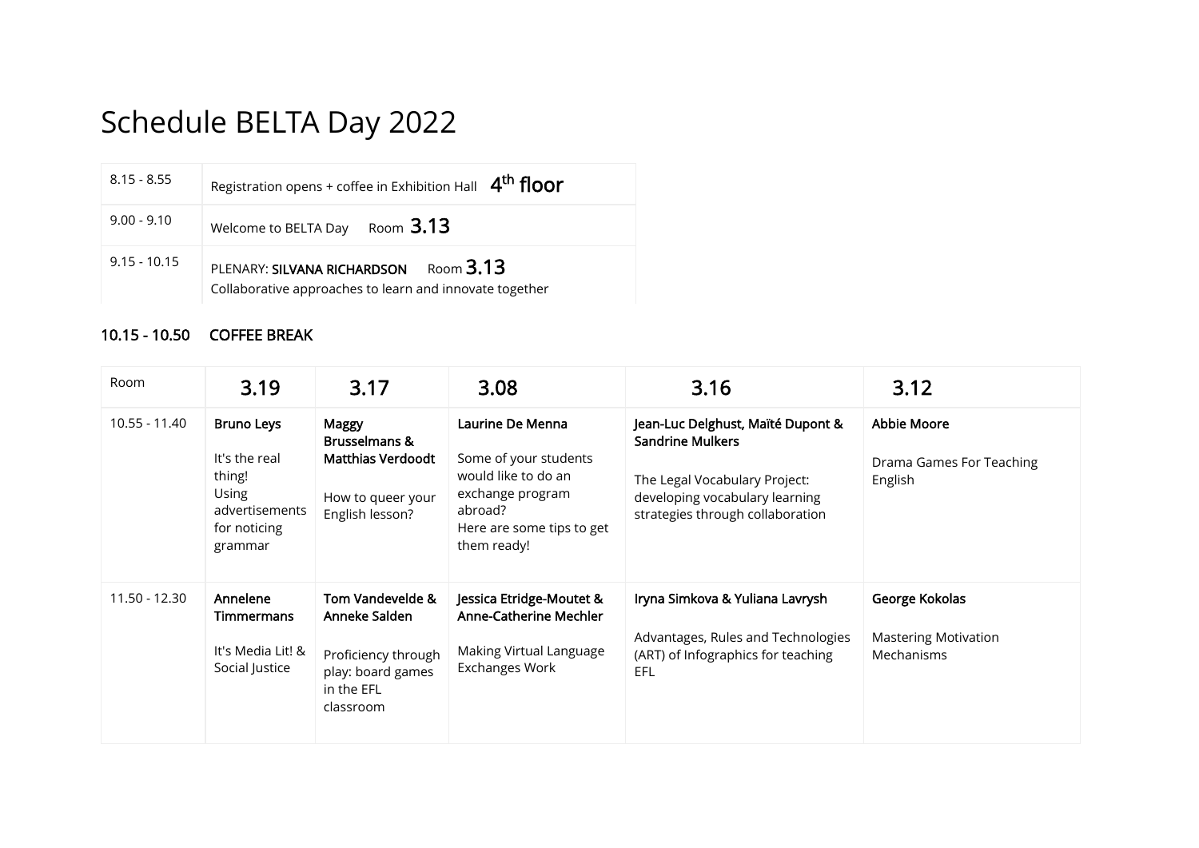# Schedule BELTA Day 2022

| | |
|---|---|
| 8.15 - 8.55 | Registration opens + coffee in Exhibition Hall **4th floor** |
| 9.00 - 9.10 | Welcome to BELTA Day Room **3.13** |
| 9.15 - 10.15 | PLENARY: **SILVANA RICHARDSON** Room **3.13**<br>Collaborative approaches to learn and innovate together |

**10.15 - 10.50 COFFEE BREAK**

| Room | 3.19 | 3.17 | 3.08 | 3.16 | 3.12 |
|---|---|---|---|---|---|
| 10.55 - 11.40 | **Bruno Leys**<br><br>It's the real thing!<br>Using advertisements for noticing grammar | **Maggy Brusselmans & Matthias Verdoodt**<br><br>How to queer your English lesson? | **Laurine De Menna**<br><br>Some of your students would like to do an exchange program abroad?<br>Here are some tips to get them ready! | **Jean-Luc Delghust, Maïté Dupont & Sandrine Mulkers**<br><br>The Legal Vocabulary Project: developing vocabulary learning strategies through collaboration | **Abbie Moore**<br><br>Drama Games For Teaching English |
| 11.50 - 12.30 | **Annelene Timmermans**<br><br>It's Media Lit! & Social Justice | **Tom Vandevelde & Anneke Salden**<br><br>Proficiency through play: board games in the EFL classroom | **Jessica Etridge-Moutet & Anne-Catherine Mechler**<br><br>Making Virtual Language Exchanges Work | **Iryna Simkova & Yuliana Lavrysh**<br><br>Advantages, Rules and Technologies (ART) of Infographics for teaching EFL | **George Kokolas**<br><br>Mastering Motivation Mechanisms |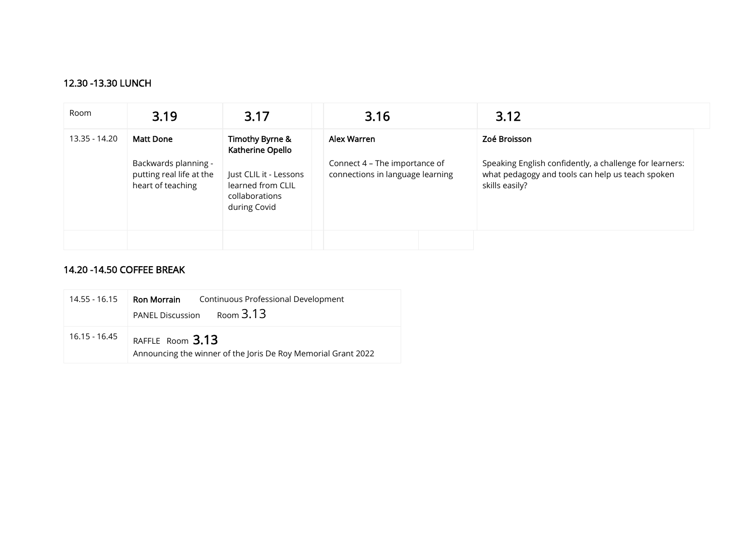12.30 -13.30 LUNCH

| Room | 3.19 | 3.17 | 3.16 | 3.12 |
|---|---|---|---|---|
| 13.35 - 14.20 | **Matt Done**<br><br>Backwards planning - putting real life at the heart of teaching | **Timothy Byrne & Katherine Opello**<br><br>Just CLIL it - Lessons learned from CLIL collaborations during Covid | **Alex Warren**<br><br>Connect 4 – The importance of connections in language learning | **Zoé Broisson**<br><br>Speaking English confidently, a challenge for learners: what pedagogy and tools can help us teach spoken skills easily? |

14.20 -14.50 COFFEE BREAK

| | |
|---|---|
| 14.55 - 16.15 | **Ron Morrain** Continuous Professional Development<br>PANEL Discussion Room 3.13 |
| 16.15 - 16.45 | RAFFLE Room **3.13**<br>Announcing the winner of the Joris De Roy Memorial Grant 2022 |